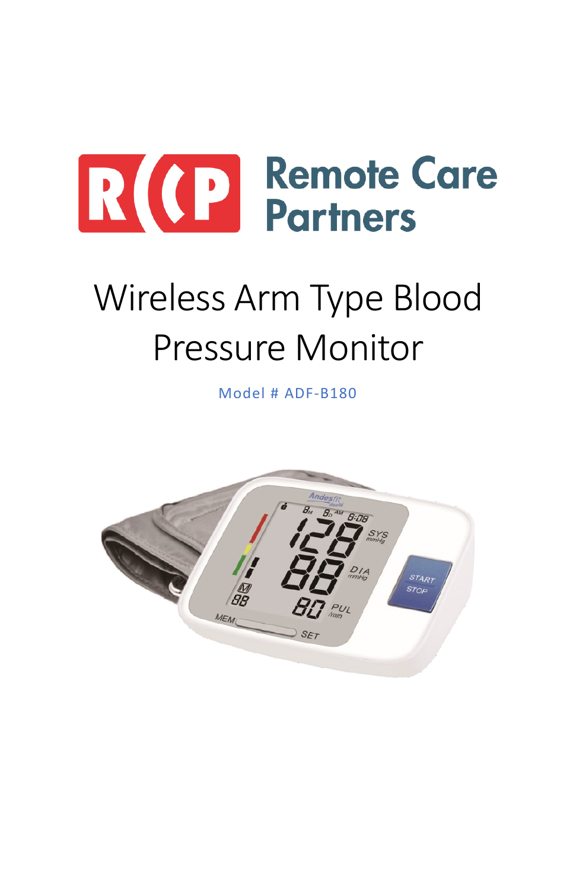Remote Care Partners

# Wireless Arm Type Blood Pressure Monitor

Model # ADF-B180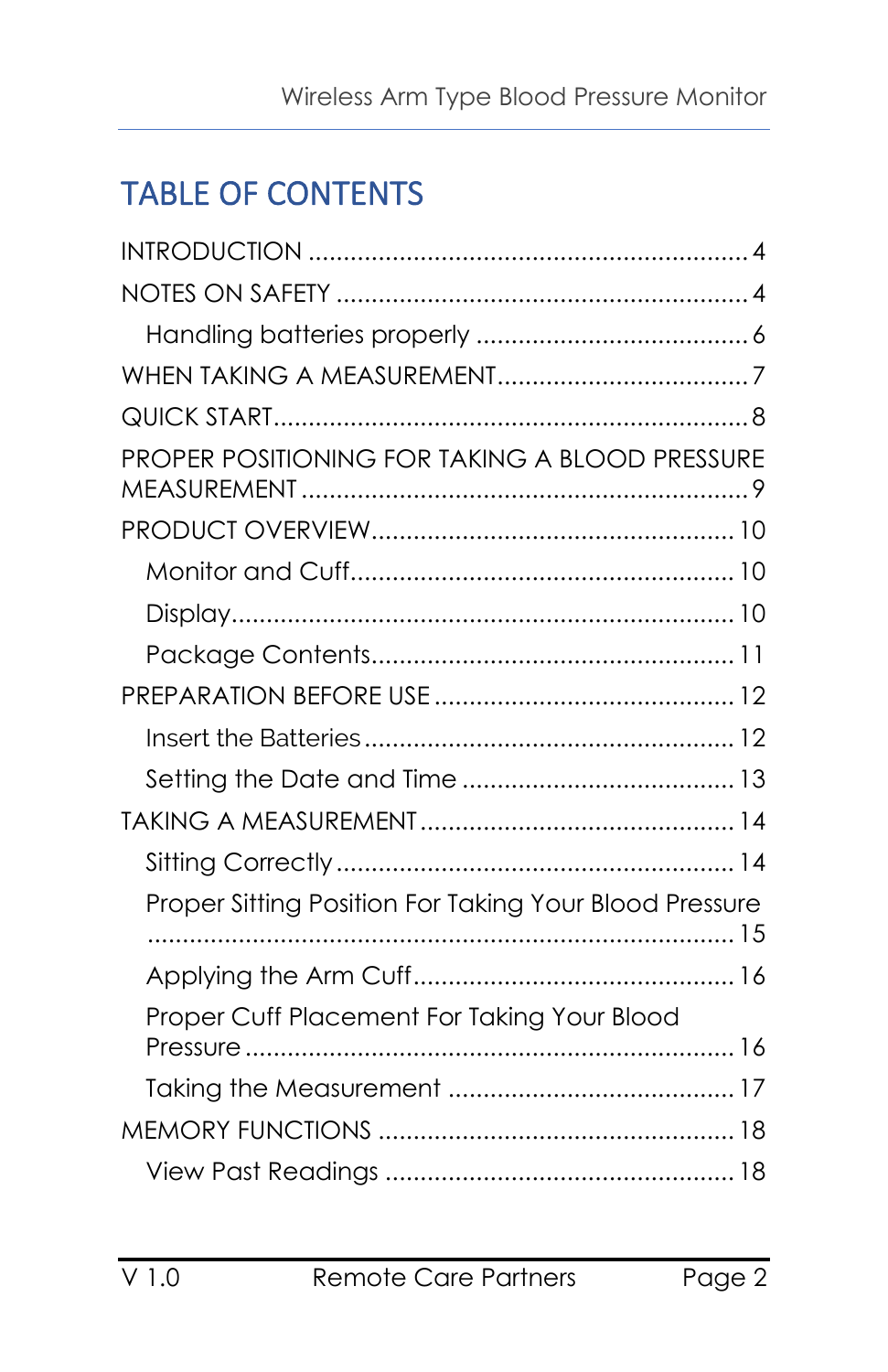# TABLE OF CONTENTS

INTRODUCTION ............................................................ 4

NOTES ON SAFETY ........................................................ 4

- Handling batteries properly ...................................... 6

WHEN TAKING A MEASUREMENT..................................... 7

QUICK START.................................................................... 8

PROPER POSITIONING FOR TAKING A BLOOD PRESSURE MEASUREMENT ............................................................... 9

PRODUCT OVERVIEW.................................................... 10

- Monitor and Cuff...................................................... 10
- Display....................................................................... 10
- Package Contents.................................................... 11

PREPARATION BEFORE USE .......................................... 12

- Insert the Batteries..................................................... 12
- Setting the Date and Time ....................................... 13

TAKING A MEASUREMENT............................................. 14

- Sitting Correctly......................................................... 14
- Proper Sitting Position For Taking Your Blood Pressure ..................................................................................... 15
- Applying the Arm Cuff............................................. 16
- Proper Cuff Placement For Taking Your Blood Pressure ..................................................................... 16
- Taking the Measurement ......................................... 17

MEMORY FUNCTIONS .................................................. 18

- View Past Readings .................................................. 18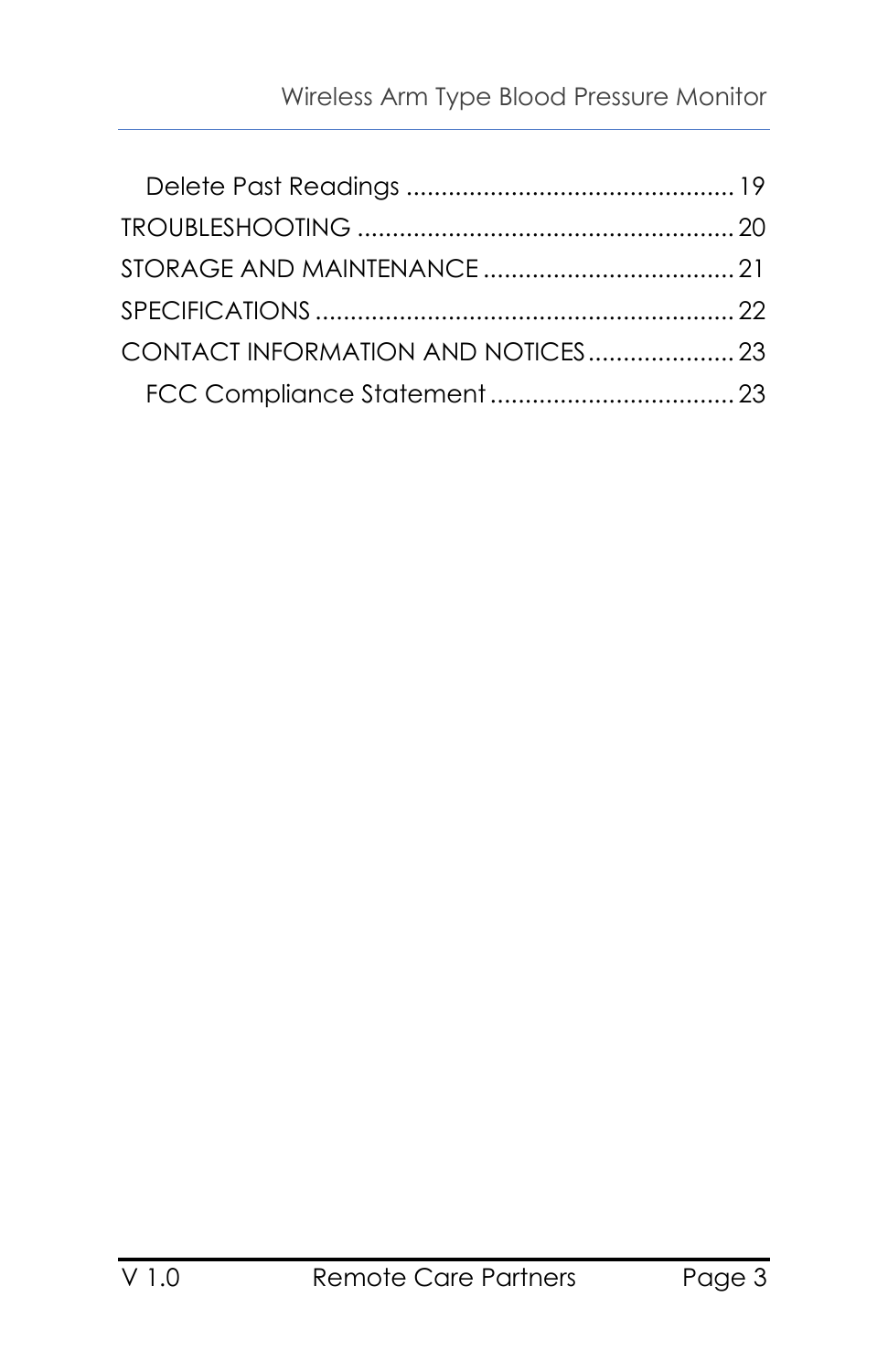- Delete Past Readings ............................................... 19

TROUBLESHOOTING ...................................................... 20

STORAGE AND MAINTENANCE .................................... 21

SPECIFICATIONS ............................................................ 22

CONTACT INFORMATION AND NOTICES ..................... 23

- FCC Compliance Statement ................................... 23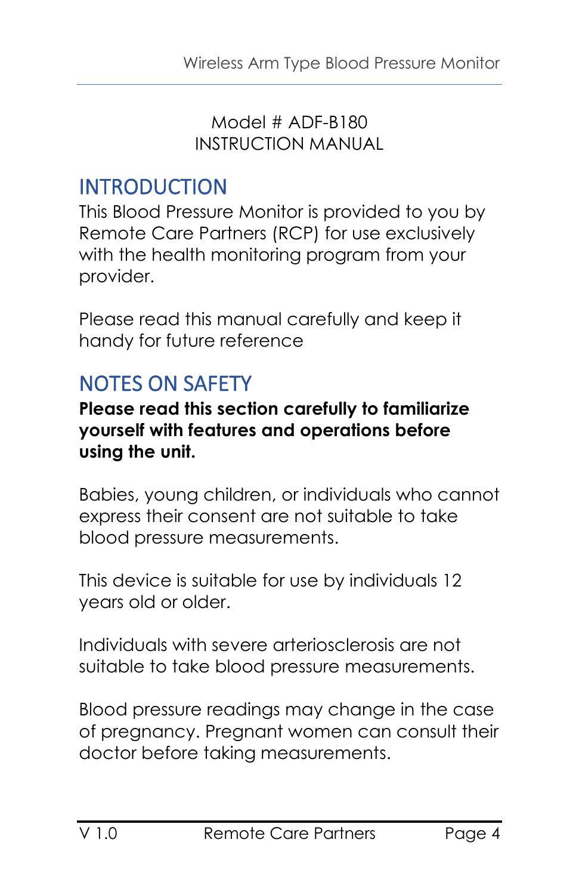Model # ADF-B180
INSTRUCTION MANUAL

## INTRODUCTION

This Blood Pressure Monitor is provided to you by Remote Care Partners (RCP) for use exclusively with the health monitoring program from your provider.

Please read this manual carefully and keep it handy for future reference

## NOTES ON SAFETY

**Please read this section carefully to familiarize yourself with features and operations before using the unit.**

Babies, young children, or individuals who cannot express their consent are not suitable to take blood pressure measurements.

This device is suitable for use by individuals 12 years old or older.

Individuals with severe arteriosclerosis are not suitable to take blood pressure measurements.

Blood pressure readings may change in the case of pregnancy. Pregnant women can consult their doctor before taking measurements.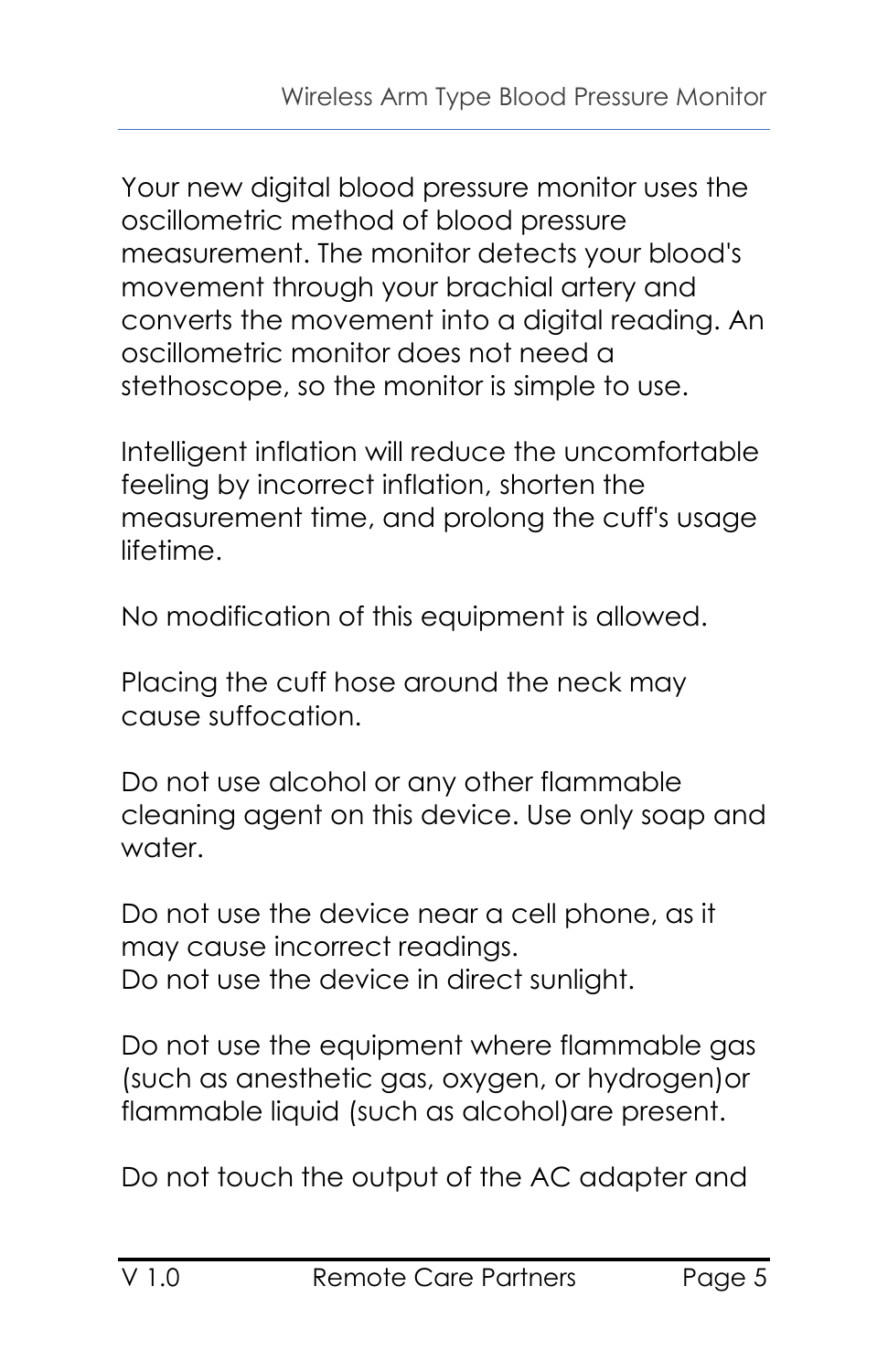Your new digital blood pressure monitor uses the oscillometric method of blood pressure measurement. The monitor detects your blood's movement through your brachial artery and converts the movement into a digital reading. An oscillometric monitor does not need a stethoscope, so the monitor is simple to use.

Intelligent inflation will reduce the uncomfortable feeling by incorrect inflation, shorten the measurement time, and prolong the cuff's usage lifetime.

No modification of this equipment is allowed.

Placing the cuff hose around the neck may cause suffocation.

Do not use alcohol or any other flammable cleaning agent on this device. Use only soap and water.

Do not use the device near a cell phone, as it may cause incorrect readings.
Do not use the device in direct sunlight.

Do not use the equipment where flammable gas (such as anesthetic gas, oxygen, or hydrogen)or flammable liquid (such as alcohol)are present.

Do not touch the output of the AC adapter and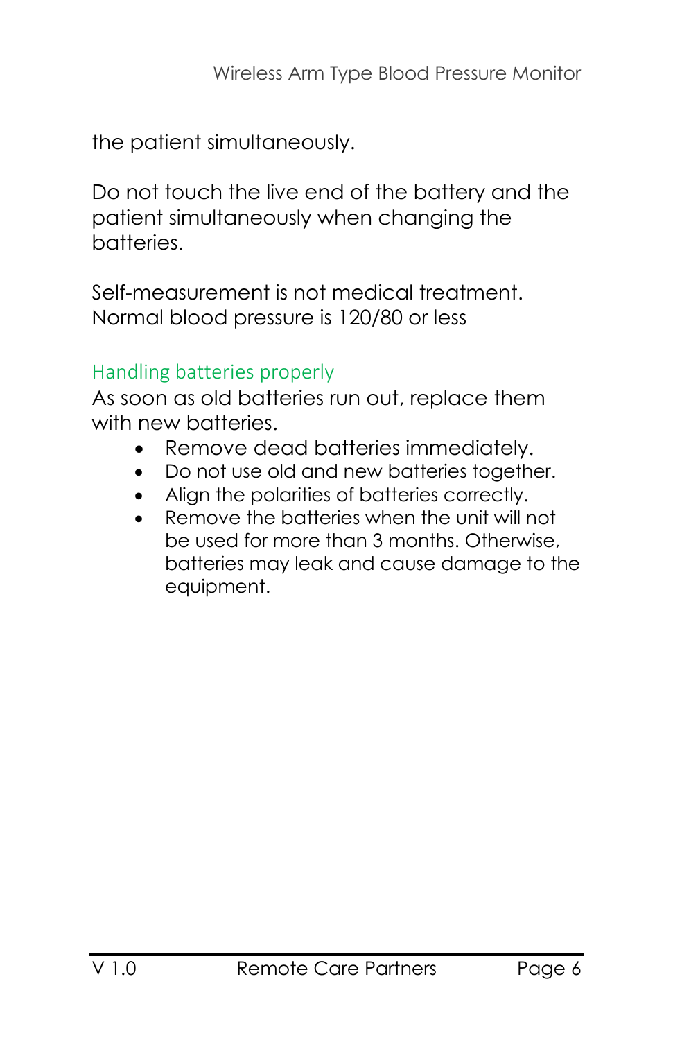the patient simultaneously.

Do not touch the live end of the battery and the patient simultaneously when changing the batteries.

Self-measurement is not medical treatment. Normal blood pressure is 120/80 or less

### Handling batteries properly

As soon as old batteries run out, replace them with new batteries.

- Remove dead batteries immediately.
- Do not use old and new batteries together.
- Align the polarities of batteries correctly.
- Remove the batteries when the unit will not be used for more than 3 months. Otherwise, batteries may leak and cause damage to the equipment.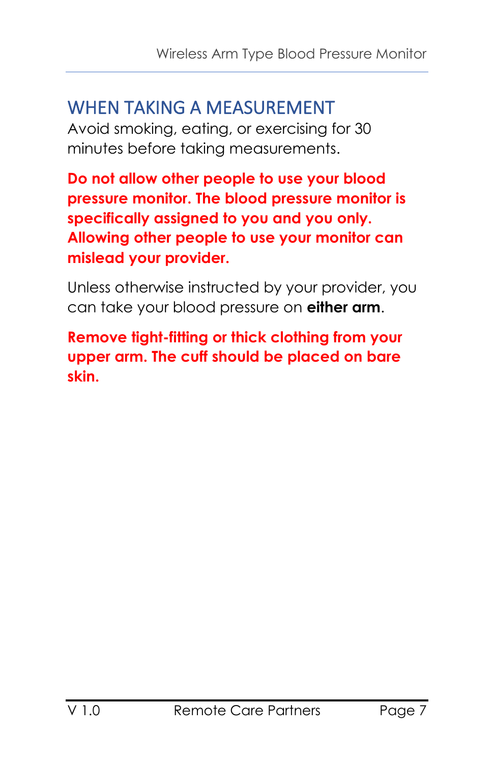## WHEN TAKING A MEASUREMENT

Avoid smoking, eating, or exercising for 30 minutes before taking measurements.

**Do not allow other people to use your blood pressure monitor. The blood pressure monitor is specifically assigned to you and you only. Allowing other people to use your monitor can mislead your provider.**

Unless otherwise instructed by your provider, you can take your blood pressure on **either arm**.

**Remove tight-fitting or thick clothing from your upper arm. The cuff should be placed on bare skin.**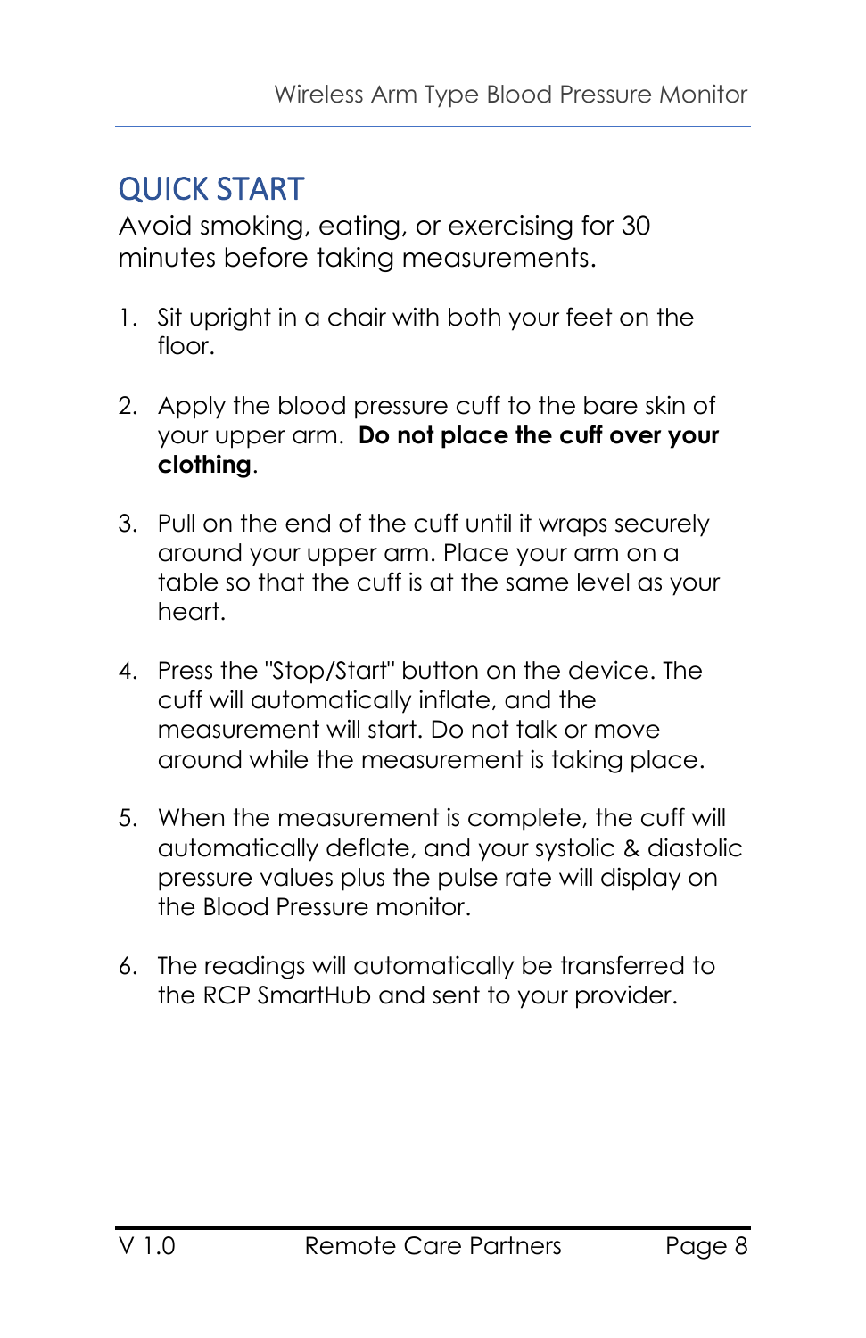## QUICK START

Avoid smoking, eating, or exercising for 30 minutes before taking measurements.

1. Sit upright in a chair with both your feet on the floor.

2. Apply the blood pressure cuff to the bare skin of your upper arm. **Do not place the cuff over your clothing**.

3. Pull on the end of the cuff until it wraps securely around your upper arm. Place your arm on a table so that the cuff is at the same level as your heart.

4. Press the "Stop/Start" button on the device. The cuff will automatically inflate, and the measurement will start. Do not talk or move around while the measurement is taking place.

5. When the measurement is complete, the cuff will automatically deflate, and your systolic & diastolic pressure values plus the pulse rate will display on the Blood Pressure monitor.

6. The readings will automatically be transferred to the RCP SmartHub and sent to your provider.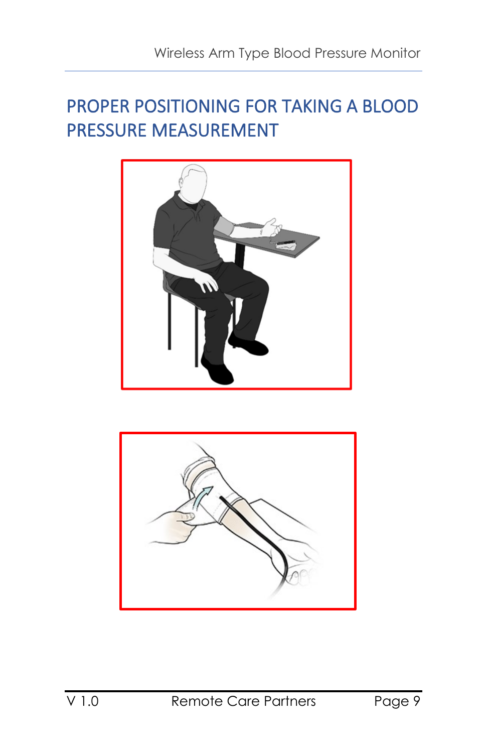# PROPER POSITIONING FOR TAKING A BLOOD PRESSURE MEASUREMENT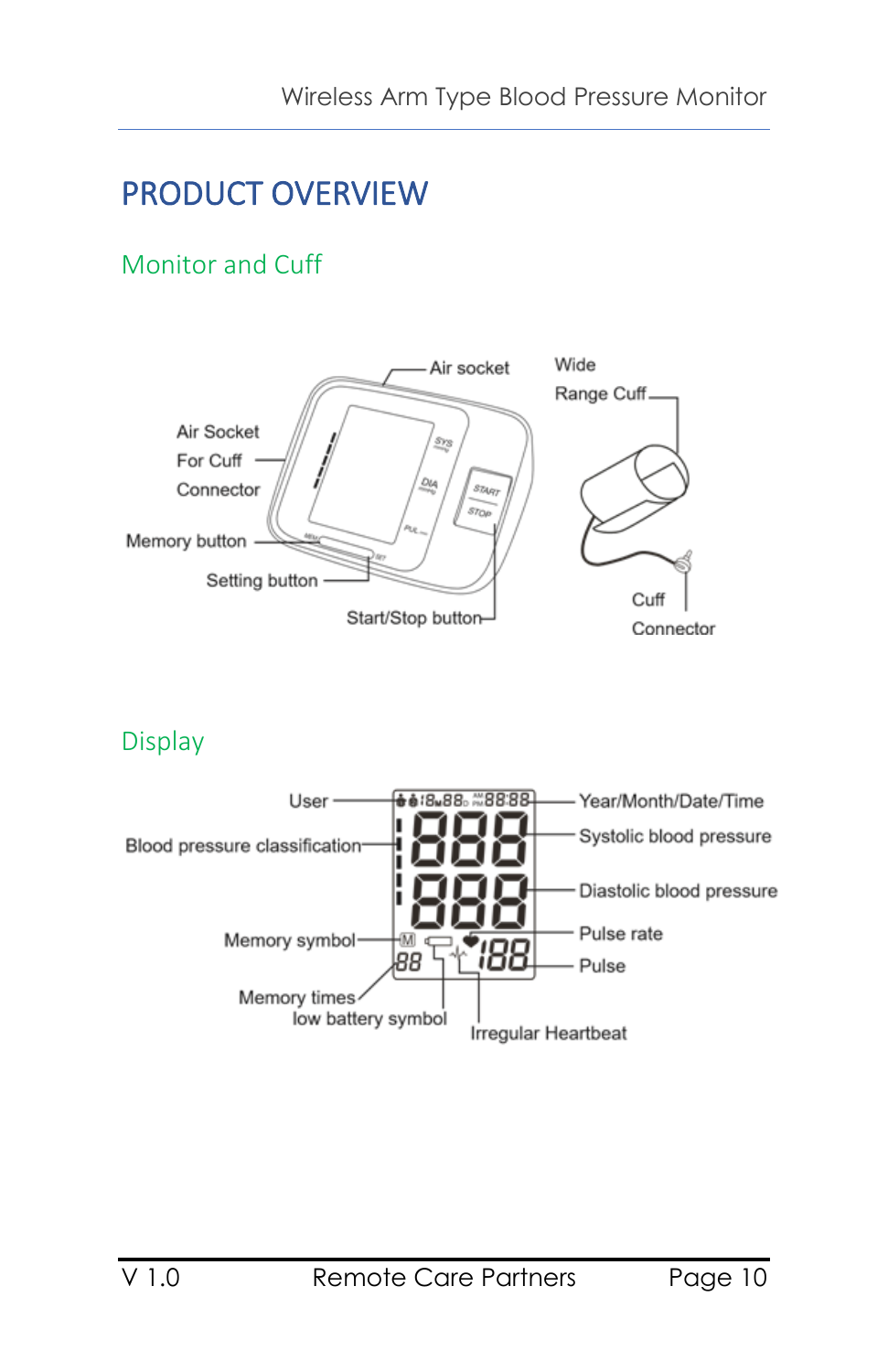# PRODUCT OVERVIEW

## Monitor and Cuff

Air socket

Wide Range Cuff

Air Socket For Cuff Connector

Memory button

Setting button

Start/Stop button

Cuff Connector

## Display

User

Year/Month/Date/Time

Blood pressure classification

Systolic blood pressure

Diastolic blood pressure

Memory symbol

Pulse rate

Pulse

Memory times

low battery symbol

Irregular Heartbeat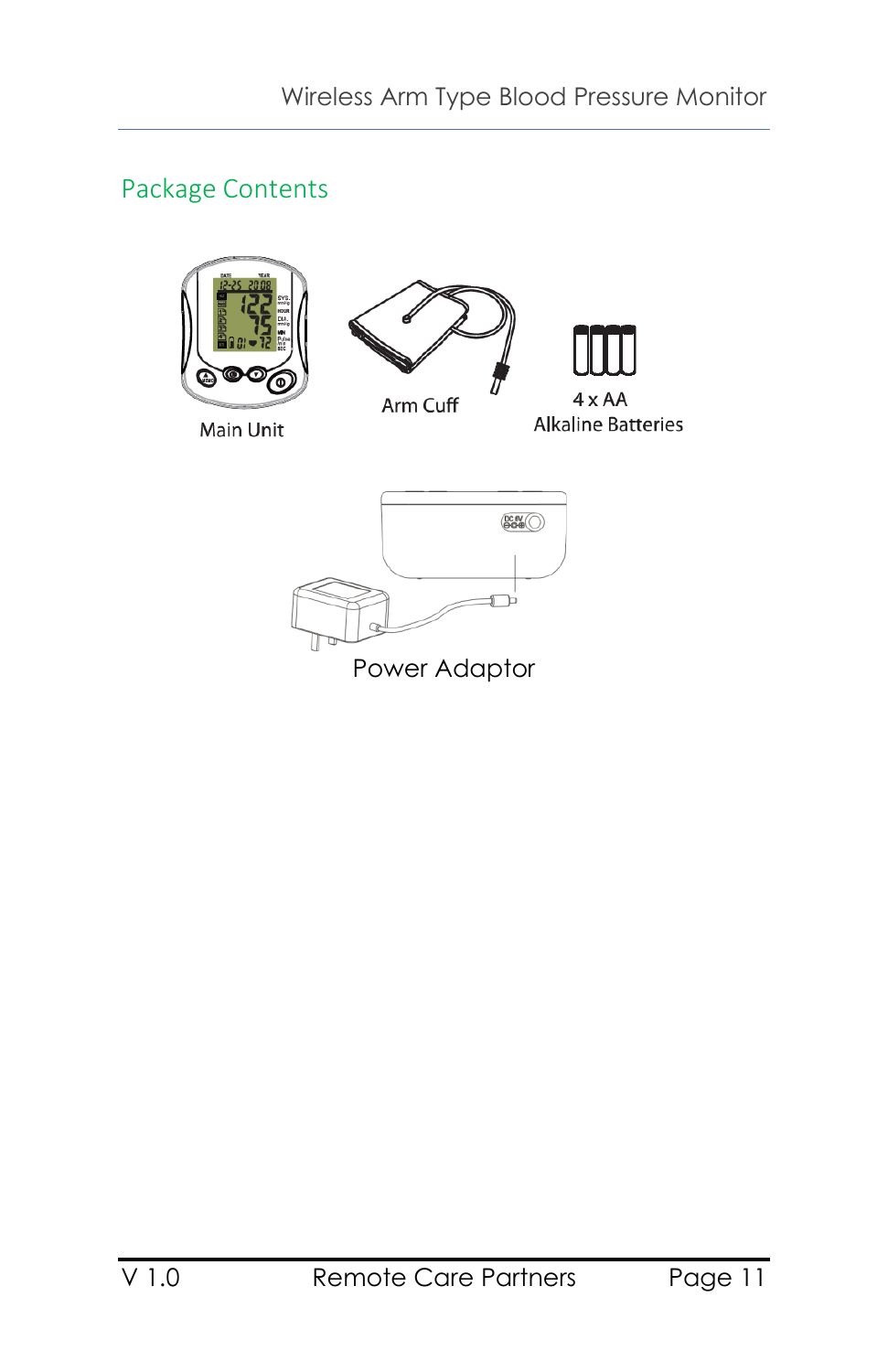## Package Contents

Main Unit

Arm Cuff

4 x AA
Alkaline Batteries

Power Adaptor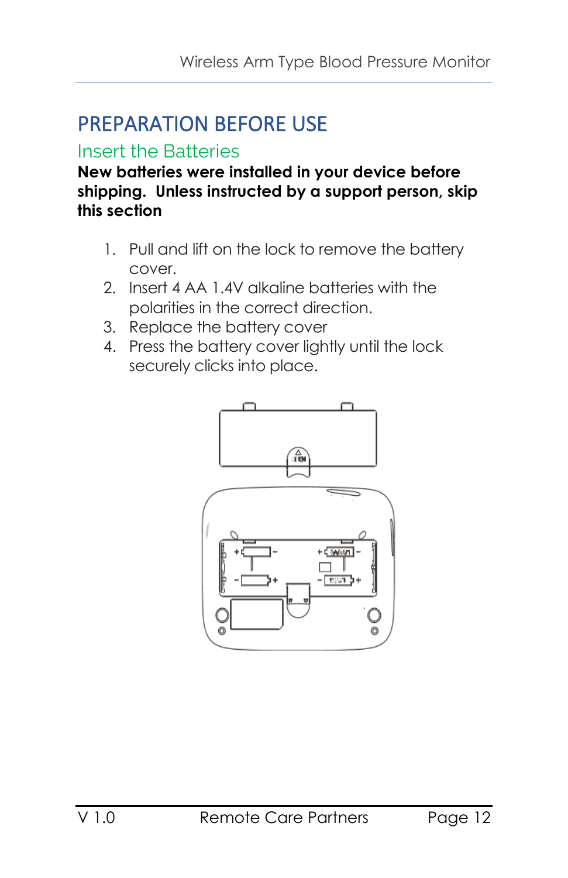# PREPARATION BEFORE USE

## Insert the Batteries

**New batteries were installed in your device before shipping. Unless instructed by a support person, skip this section**

1. Pull and lift on the lock to remove the battery cover.
2. Insert 4 AA 1.4V alkaline batteries with the polarities in the correct direction.
3. Replace the battery cover
4. Press the battery cover lightly until the lock securely clicks into place.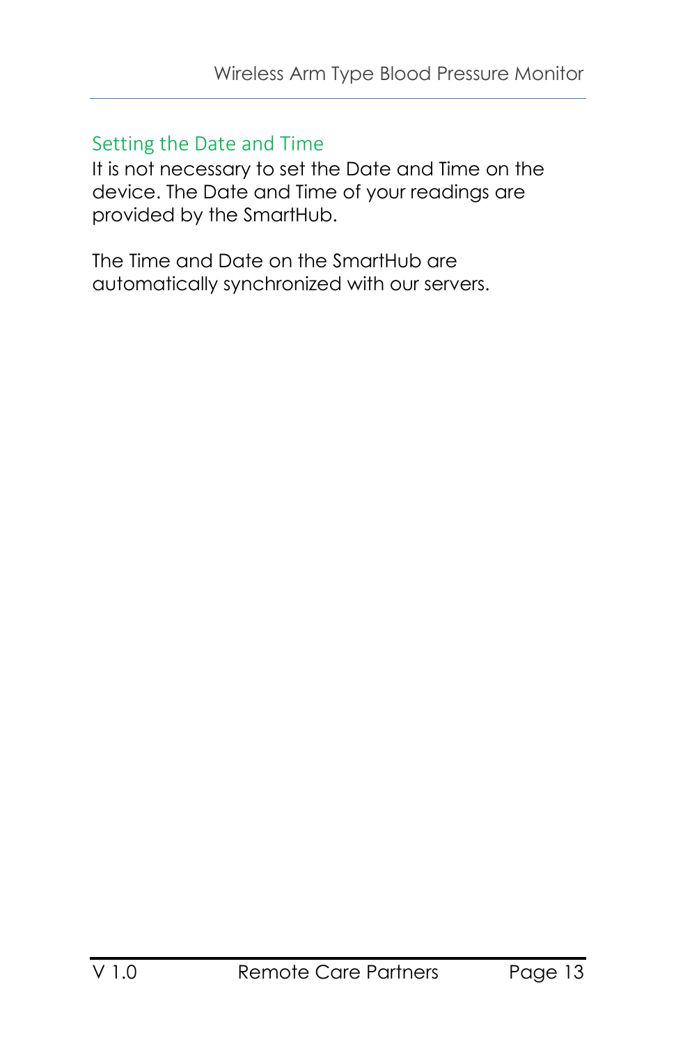## Setting the Date and Time

It is not necessary to set the Date and Time on the device. The Date and Time of your readings are provided by the SmartHub.

The Time and Date on the SmartHub are automatically synchronized with our servers.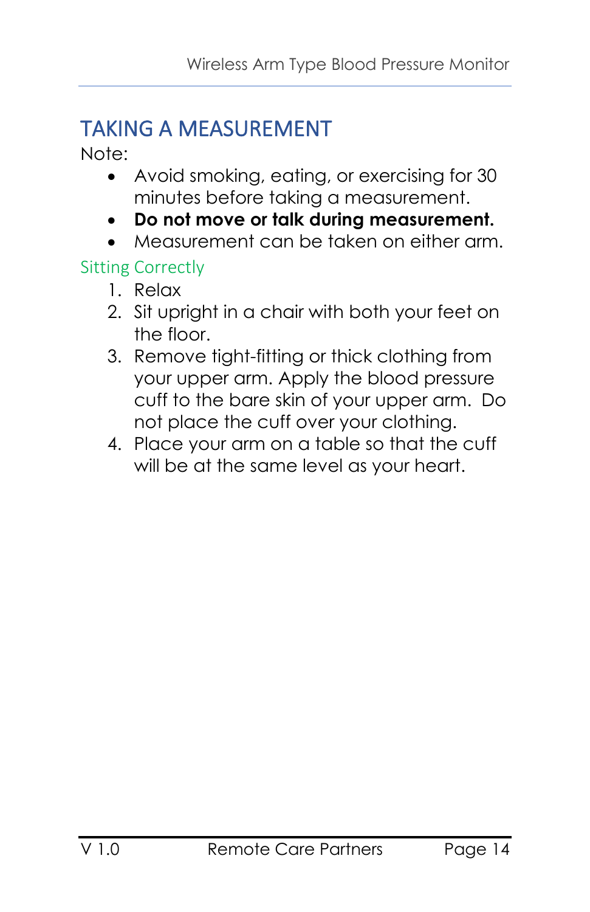# TAKING A MEASUREMENT

Note:

- Avoid smoking, eating, or exercising for 30 minutes before taking a measurement.
- **Do not move or talk during measurement.**
- Measurement can be taken on either arm.

## Sitting Correctly

1. Relax
2. Sit upright in a chair with both your feet on the floor.
3. Remove tight-fitting or thick clothing from your upper arm. Apply the blood pressure cuff to the bare skin of your upper arm. Do not place the cuff over your clothing.
4. Place your arm on a table so that the cuff will be at the same level as your heart.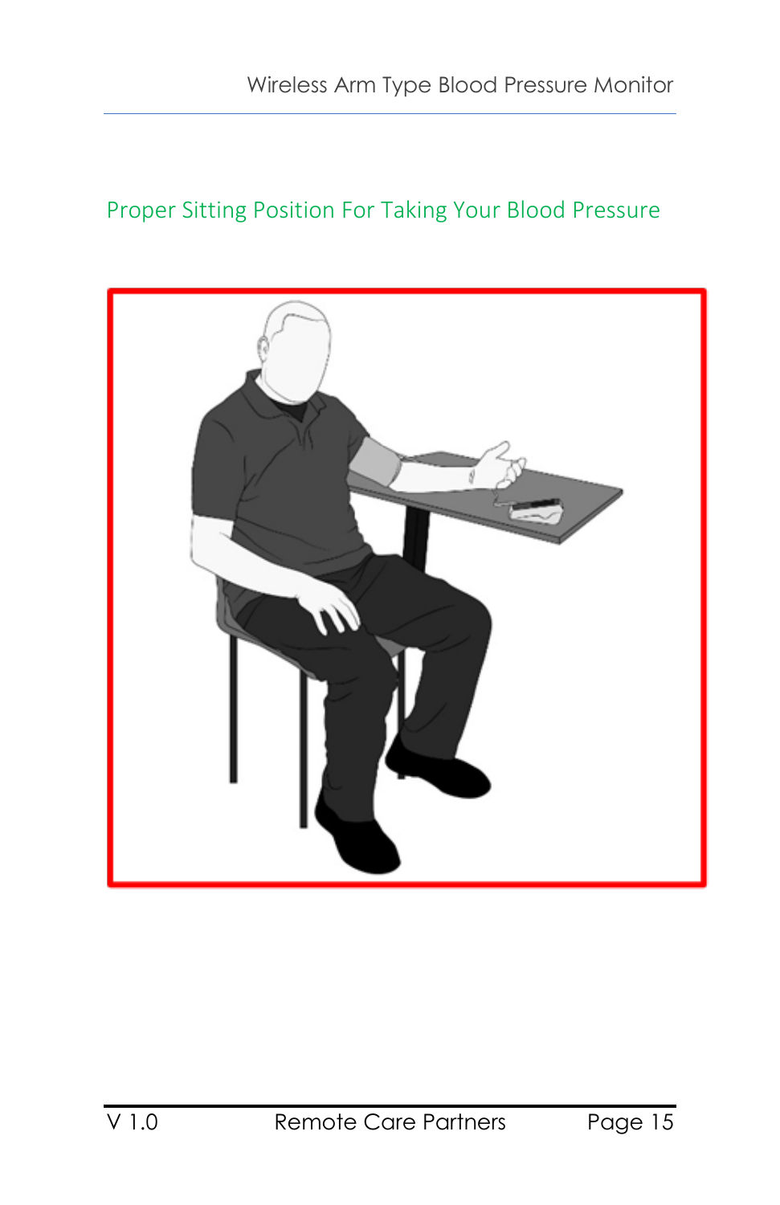## Proper Sitting Position For Taking Your Blood Pressure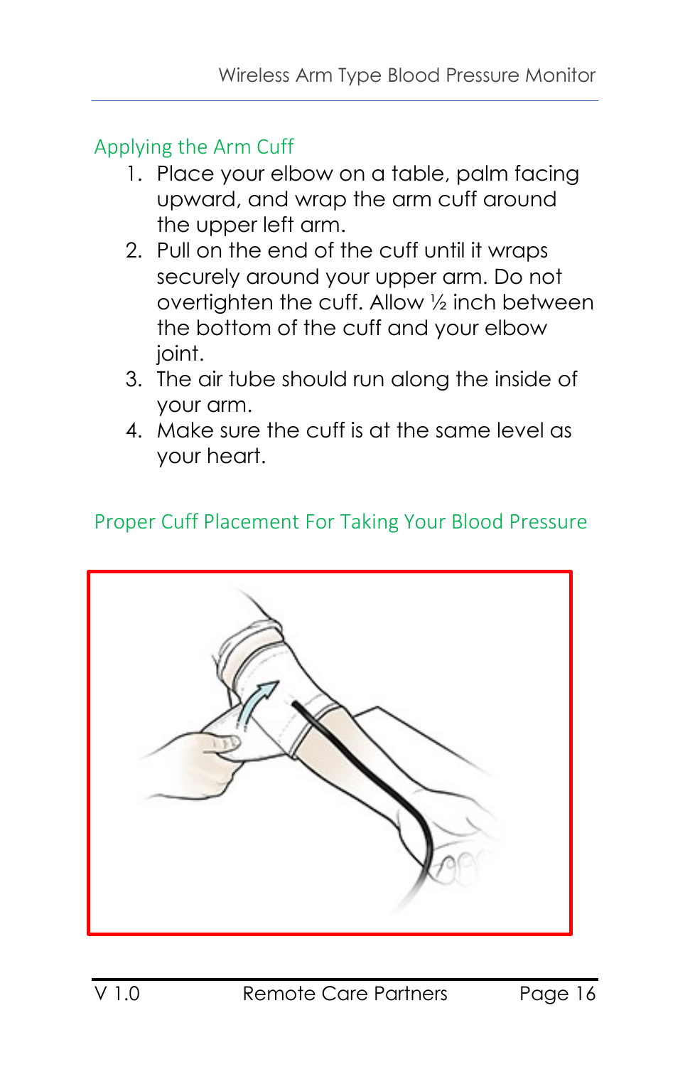## Applying the Arm Cuff

1. Place your elbow on a table, palm facing upward, and wrap the arm cuff around the upper left arm.
2. Pull on the end of the cuff until it wraps securely around your upper arm. Do not overtighten the cuff. Allow ½ inch between the bottom of the cuff and your elbow joint.
3. The air tube should run along the inside of your arm.
4. Make sure the cuff is at the same level as your heart.

## Proper Cuff Placement For Taking Your Blood Pressure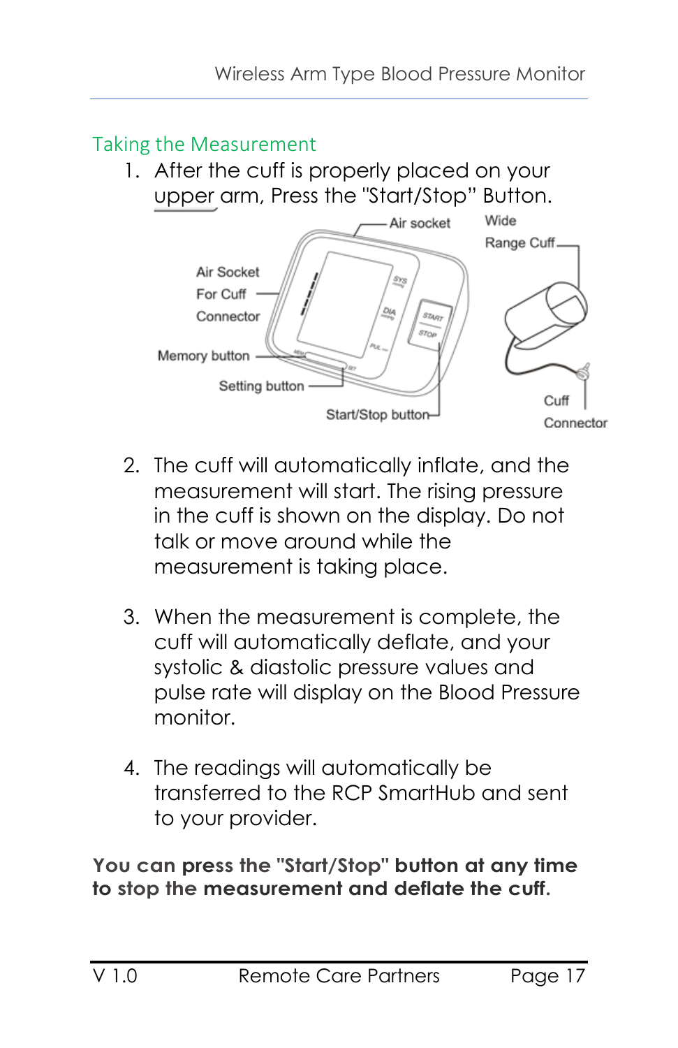## Taking the Measurement

1. After the cuff is properly placed on your upper arm, Press the "Start/Stop" Button.

Air socket
Wide Range Cuff
Air Socket For Cuff Connector
Memory button
Setting button
Start/Stop button
Cuff Connector

2. The cuff will automatically inflate, and the measurement will start. The rising pressure in the cuff is shown on the display. Do not talk or move around while the measurement is taking place.

3. When the measurement is complete, the cuff will automatically deflate, and your systolic & diastolic pressure values and pulse rate will display on the Blood Pressure monitor.

4. The readings will automatically be transferred to the RCP SmartHub and sent to your provider.

**You can press the "Start/Stop" button at any time to stop the measurement and deflate the cuff.**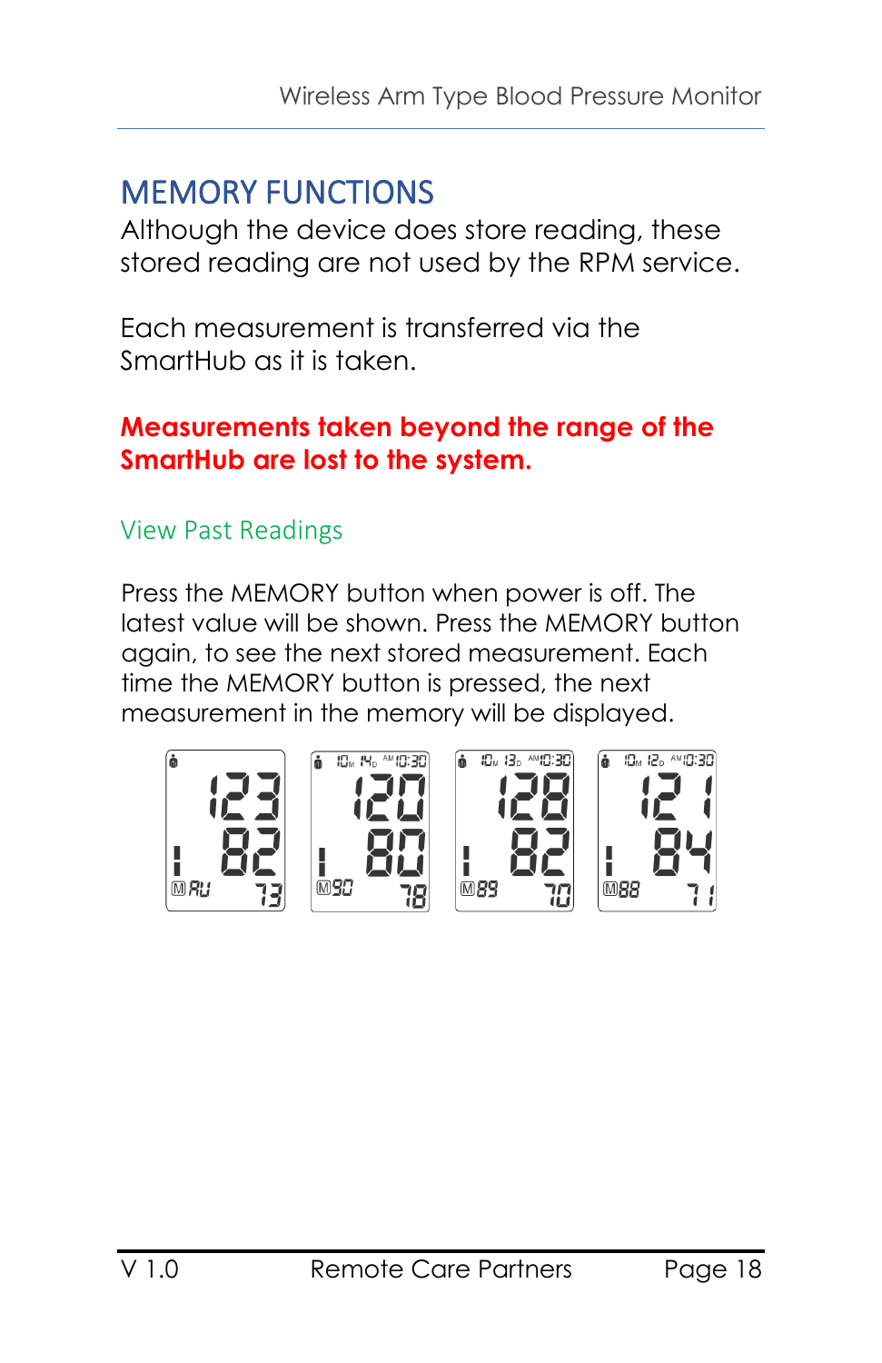# MEMORY FUNCTIONS

Although the device does store reading, these stored reading are not used by the RPM service.

Each measurement is transferred via the SmartHub as it is taken.

**Measurements taken beyond the range of the SmartHub are lost to the system.**

## View Past Readings

Press the MEMORY button when power is off. The latest value will be shown. Press the MEMORY button again, to see the next stored measurement. Each time the MEMORY button is pressed, the next measurement in the memory will be displayed.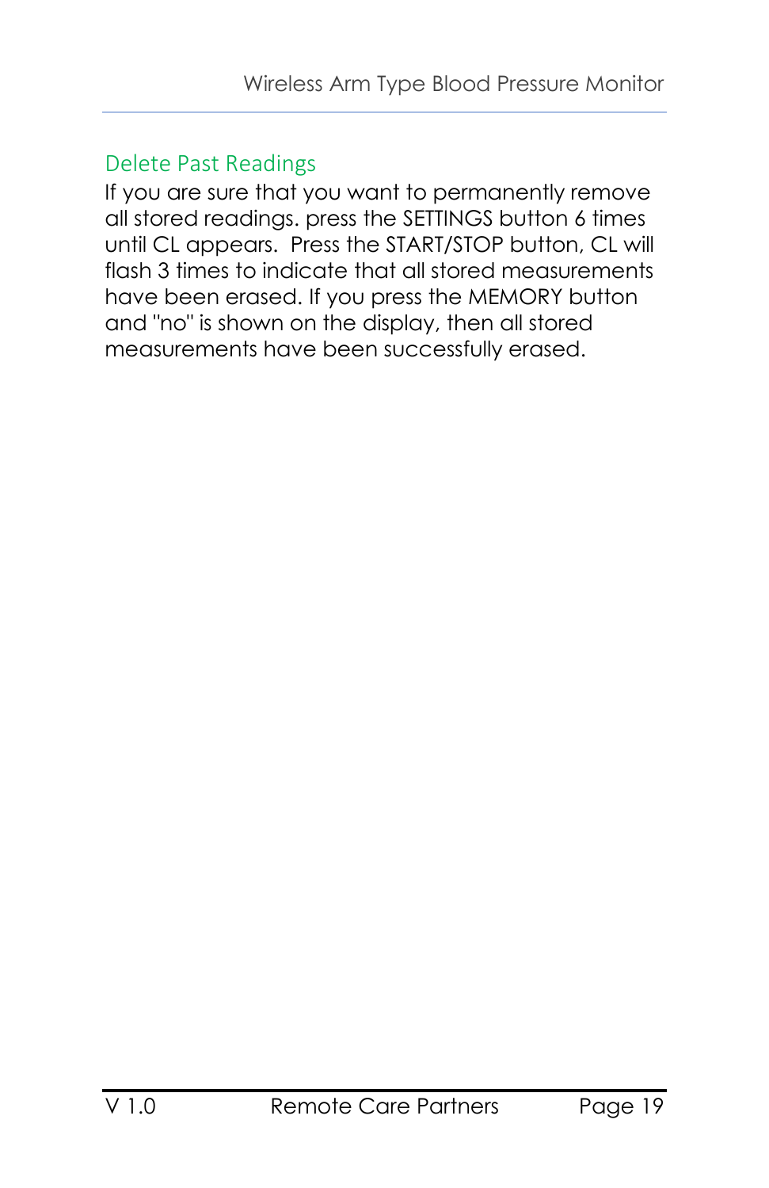## Delete Past Readings

If you are sure that you want to permanently remove all stored readings. press the SETTINGS button 6 times until CL appears.  Press the START/STOP button, CL will flash 3 times to indicate that all stored measurements have been erased. If you press the MEMORY button and "no" is shown on the display, then all stored measurements have been successfully erased.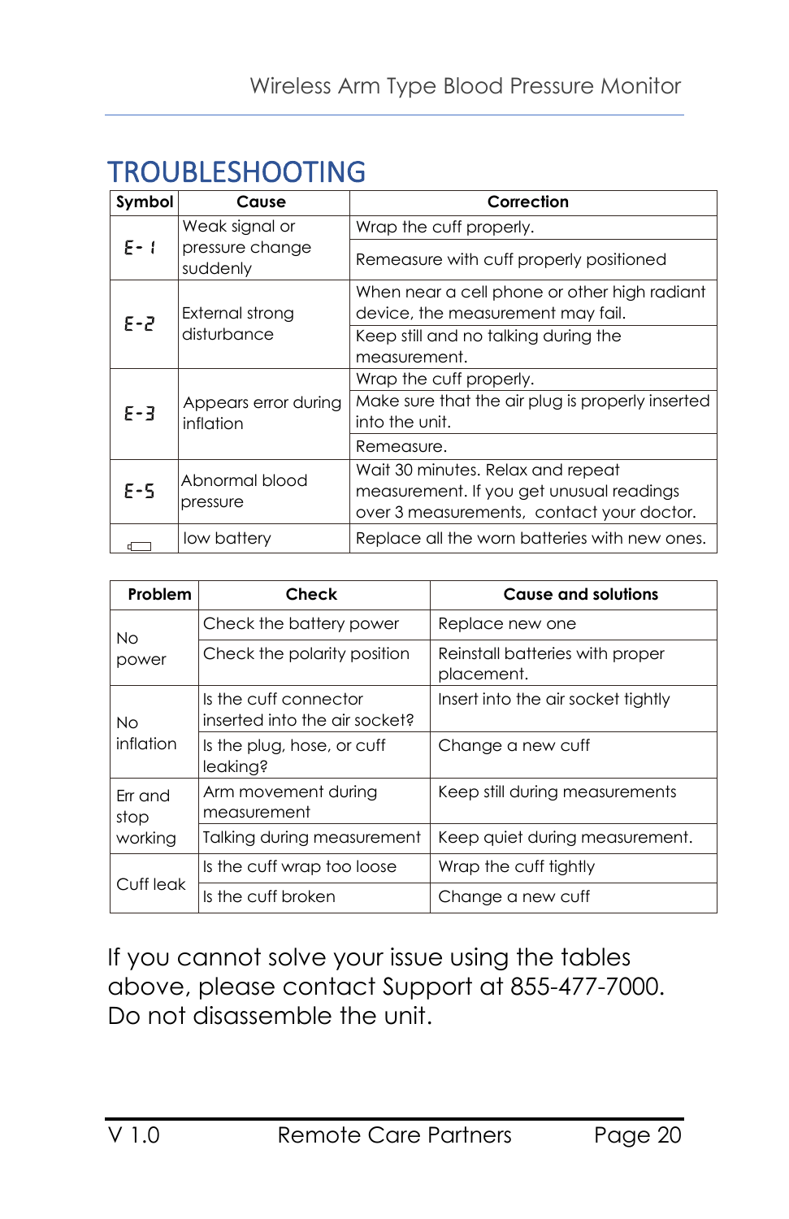# TROUBLESHOOTING

| Symbol | Cause | Correction |
|---|---|---|
| E-1 | Weak signal or pressure change suddenly | Wrap the cuff properly. |
| | | Remeasure with cuff properly positioned |
| E-2 | External strong disturbance | When near a cell phone or other high radiant device, the measurement may fail. |
| | | Keep still and no talking during the measurement. |
| E-3 | Appears error during inflation | Wrap the cuff properly. |
| | | Make sure that the air plug is properly inserted into the unit. |
| | | Remeasure. |
| E-5 | Abnormal blood pressure | Wait 30 minutes. Relax and repeat measurement. If you get unusual readings over 3 measurements, contact your doctor. |
| (battery symbol) | low battery | Replace all the worn batteries with new ones. |

| Problem | Check | Cause and solutions |
|---|---|---|
| No power | Check the battery power | Replace new one |
| | Check the polarity position | Reinstall batteries with proper placement. |
| No inflation | Is the cuff connector inserted into the air socket? | Insert into the air socket tightly |
| | Is the plug, hose, or cuff leaking? | Change a new cuff |
| Err and stop working | Arm movement during measurement | Keep still during measurements |
| | Talking during measurement | Keep quiet during measurement. |
| Cuff leak | Is the cuff wrap too loose | Wrap the cuff tightly |
| | Is the cuff broken | Change a new cuff |

If you cannot solve your issue using the tables above, please contact Support at 855-477-7000. Do not disassemble the unit.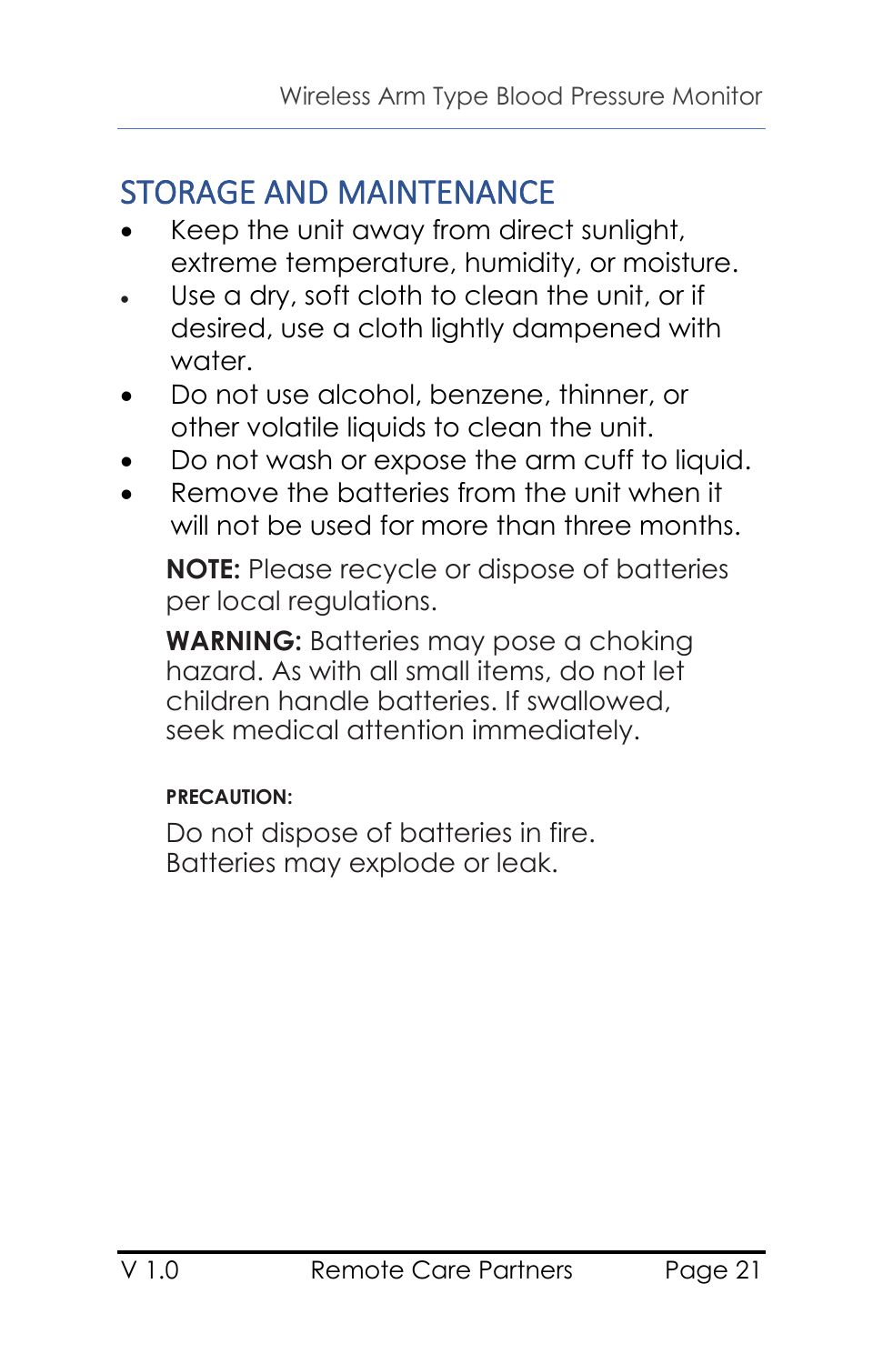## STORAGE AND MAINTENANCE

- Keep the unit away from direct sunlight, extreme temperature, humidity, or moisture.
- Use a dry, soft cloth to clean the unit, or if desired, use a cloth lightly dampened with water.
- Do not use alcohol, benzene, thinner, or other volatile liquids to clean the unit.
- Do not wash or expose the arm cuff to liquid.
- Remove the batteries from the unit when it will not be used for more than three months.

**NOTE:** Please recycle or dispose of batteries per local regulations.

**WARNING:** Batteries may pose a choking hazard. As with all small items, do not let children handle batteries. If swallowed, seek medical attention immediately.

**PRECAUTION:**

Do not dispose of batteries in fire. Batteries may explode or leak.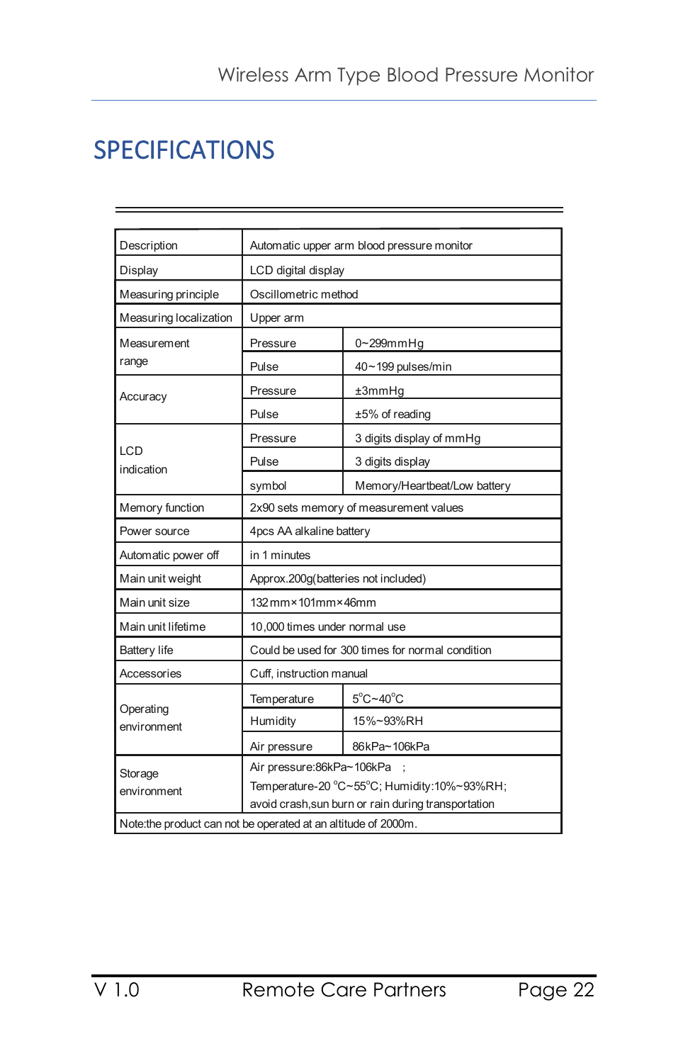# SPECIFICATIONS

| | | |
|---|---|---|
| Description | Automatic upper arm blood pressure monitor | |
| Display | LCD digital display | |
| Measuring principle | Oscillometric method | |
| Measuring localization | Upper arm | |
| Measurement range | Pressure | 0~299mmHg |
| | Pulse | 40~199 pulses/min |
| Accuracy | Pressure | ±3mmHg |
| | Pulse | ±5% of reading |
| LCD indication | Pressure | 3 digits display of mmHg |
| | Pulse | 3 digits display |
| | symbol | Memory/Heartbeat/Low battery |
| Memory function | 2x90 sets memory of measurement values | |
| Power source | 4pcs AA alkaline battery | |
| Automatic power off | in 1 minutes | |
| Main unit weight | Approx.200g(batteries not included) | |
| Main unit size | 132mm×101mm×46mm | |
| Main unit lifetime | 10,000 times under normal use | |
| Battery life | Could be used for 300 times for normal condition | |
| Accessories | Cuff, instruction manual | |
| Operating environment | Temperature | 5°C~40°C |
| | Humidity | 15%~93%RH |
| | Air pressure | 86kPa~106kPa |
| Storage environment | Air pressure:86kPa~106kPa ; Temperature-20 °C~55°C; Humidity:10%~93%RH; avoid crash,sun burn or rain during transportation | |
| Note:the product can not be operated at an altitude of 2000m. | | |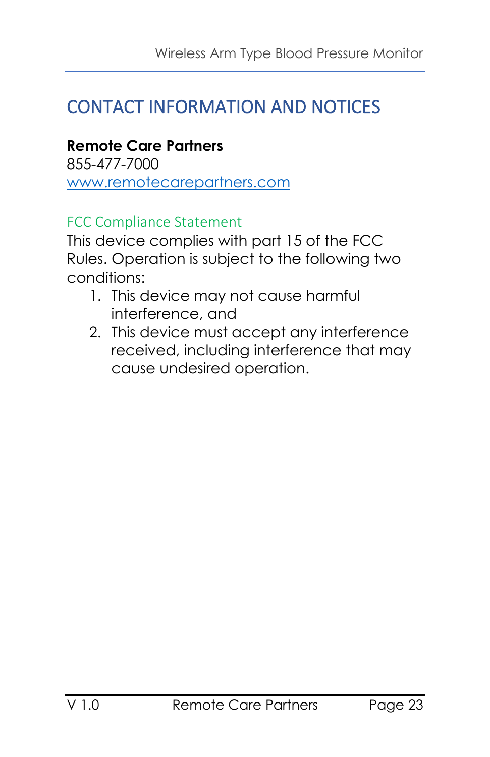# CONTACT INFORMATION AND NOTICES

**Remote Care Partners**
855-477-7000
[www.remotecarepartners.com](www.remotecarepartners.com)

## FCC Compliance Statement

This device complies with part 15 of the FCC Rules. Operation is subject to the following two conditions:

1. This device may not cause harmful interference, and
2. This device must accept any interference received, including interference that may cause undesired operation.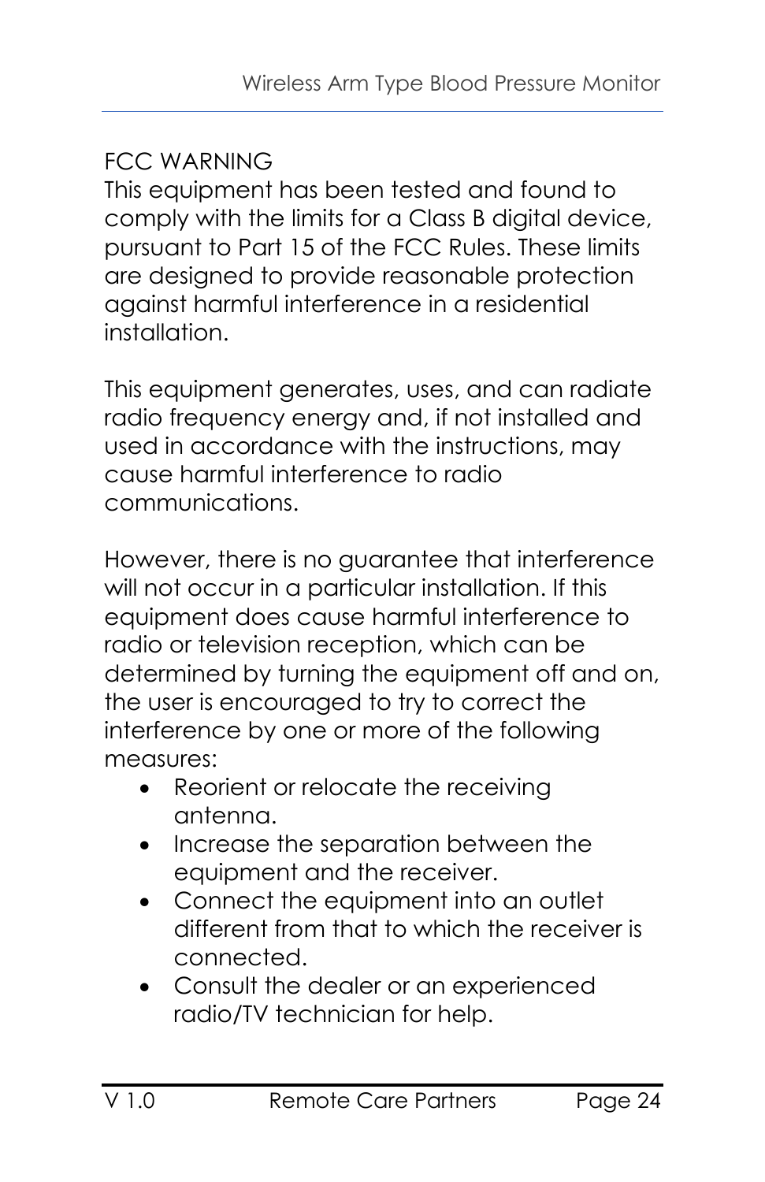## FCC WARNING

This equipment has been tested and found to comply with the limits for a Class B digital device, pursuant to Part 15 of the FCC Rules. These limits are designed to provide reasonable protection against harmful interference in a residential installation.

This equipment generates, uses, and can radiate radio frequency energy and, if not installed and used in accordance with the instructions, may cause harmful interference to radio communications.

However, there is no guarantee that interference will not occur in a particular installation. If this equipment does cause harmful interference to radio or television reception, which can be determined by turning the equipment off and on, the user is encouraged to try to correct the interference by one or more of the following measures:

- Reorient or relocate the receiving antenna.
- Increase the separation between the equipment and the receiver.
- Connect the equipment into an outlet different from that to which the receiver is connected.
- Consult the dealer or an experienced radio/TV technician for help.